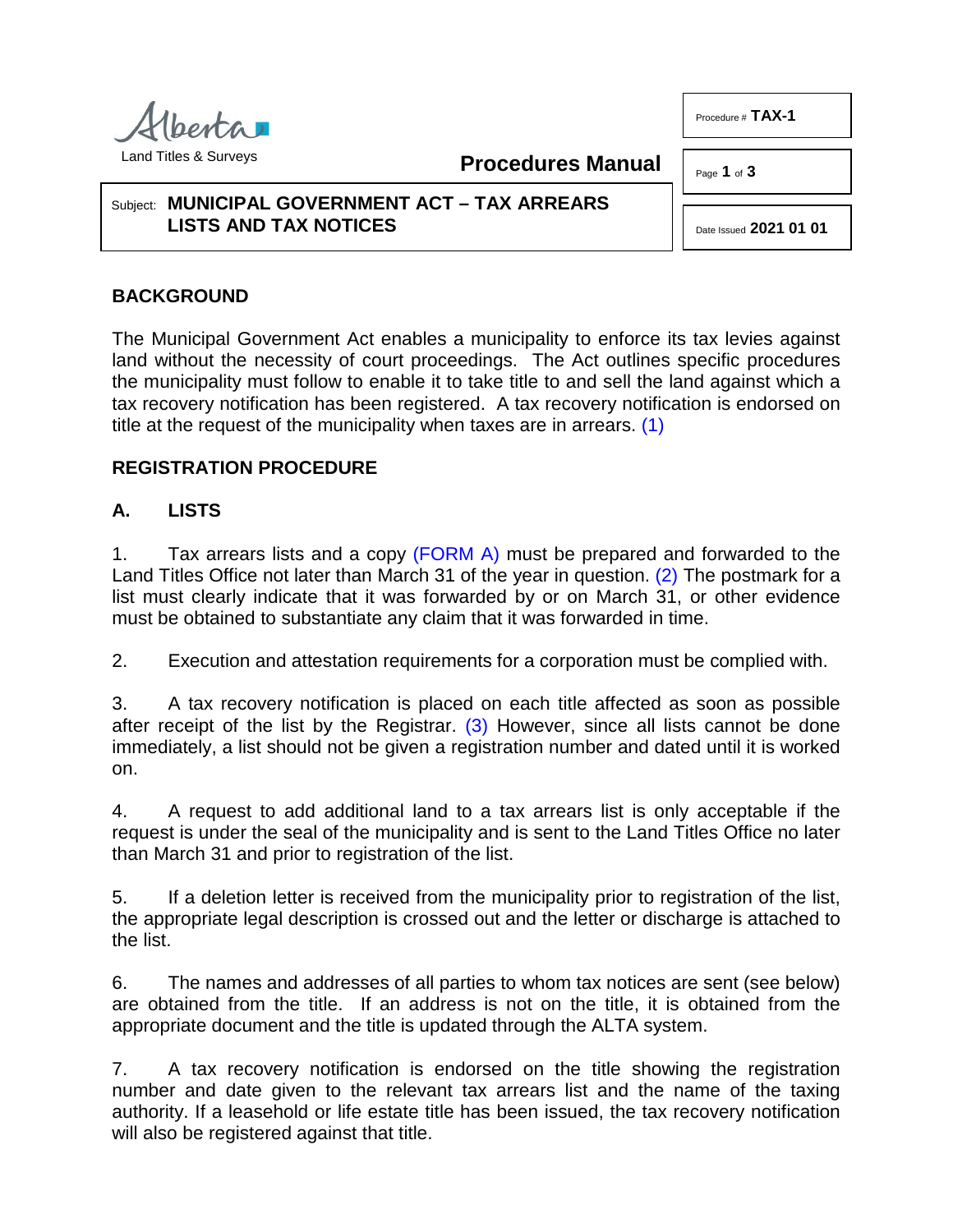Alberta
Land Titles & Surveys

**Procedures Manual**

Procedure # **TAX-1**

Date Issued **2021 01 01**

Subject: **MUNICIPAL GOVERNMENT ACT – TAX ARREARS LISTS AND TAX NOTICES**

## BACKGROUND

The Municipal Government Act enables a municipality to enforce its tax levies against land without the necessity of court proceedings. The Act outlines specific procedures the municipality must follow to enable it to take title to and sell the land against which a tax recovery notification has been registered. A tax recovery notification is endorsed on title at the request of the municipality when taxes are in arrears. (1)

## REGISTRATION PROCEDURE

### A. LISTS

1. Tax arrears lists and a copy (FORM A) must be prepared and forwarded to the Land Titles Office not later than March 31 of the year in question. (2) The postmark for a list must clearly indicate that it was forwarded by or on March 31, or other evidence must be obtained to substantiate any claim that it was forwarded in time.

2. Execution and attestation requirements for a corporation must be complied with.

3. A tax recovery notification is placed on each title affected as soon as possible after receipt of the list by the Registrar. (3) However, since all lists cannot be done immediately, a list should not be given a registration number and dated until it is worked on.

4. A request to add additional land to a tax arrears list is only acceptable if the request is under the seal of the municipality and is sent to the Land Titles Office no later than March 31 and prior to registration of the list.

5. If a deletion letter is received from the municipality prior to registration of the list, the appropriate legal description is crossed out and the letter or discharge is attached to the list.

6. The names and addresses of all parties to whom tax notices are sent (see below) are obtained from the title. If an address is not on the title, it is obtained from the appropriate document and the title is updated through the ALTA system.

7. A tax recovery notification is endorsed on the title showing the registration number and date given to the relevant tax arrears list and the name of the taxing authority. If a leasehold or life estate title has been issued, the tax recovery notification will also be registered against that title.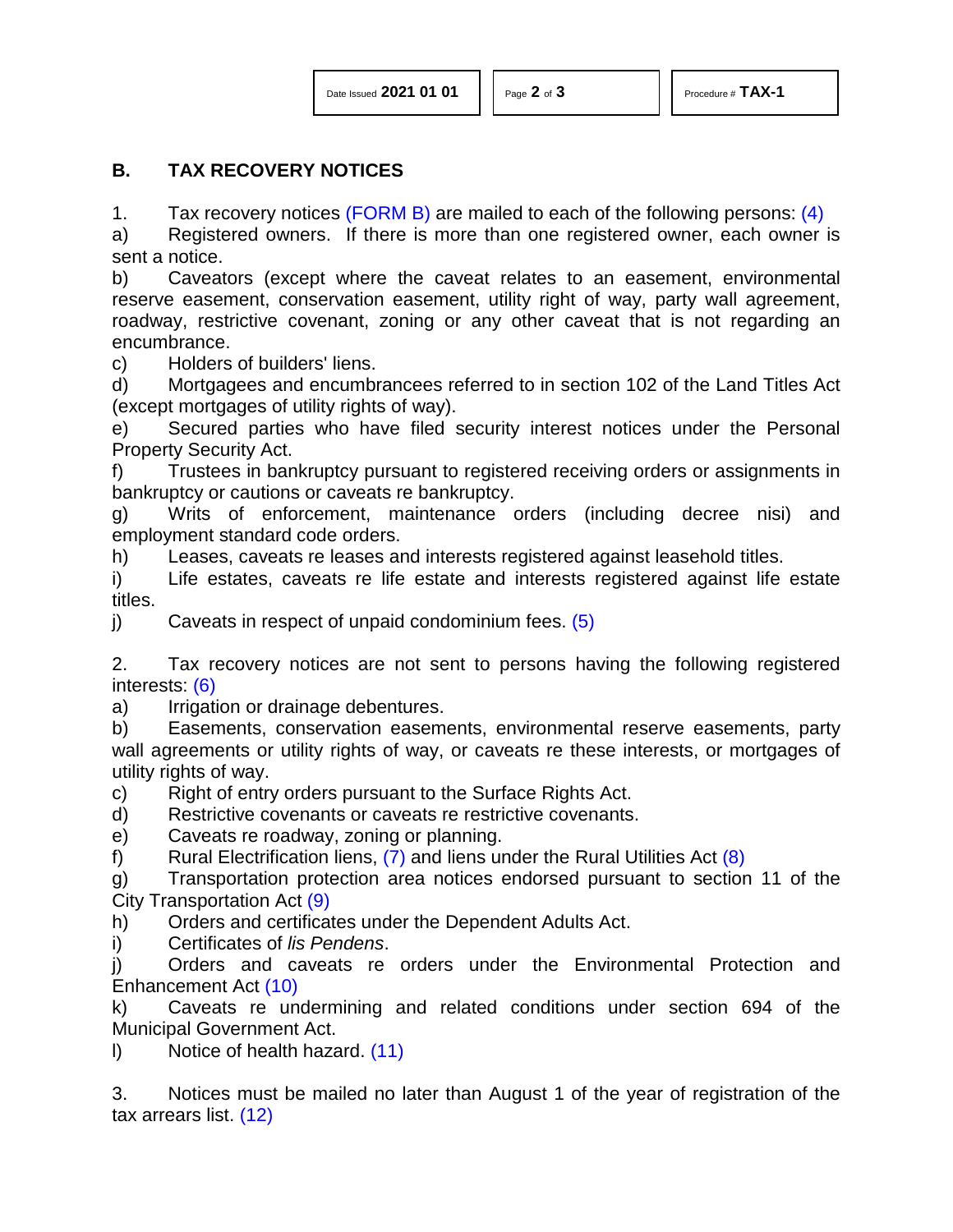## B. TAX RECOVERY NOTICES

1. Tax recovery notices (FORM B) are mailed to each of the following persons: (4)

a) Registered owners. If there is more than one registered owner, each owner is sent a notice.

b) Caveators (except where the caveat relates to an easement, environmental reserve easement, conservation easement, utility right of way, party wall agreement, roadway, restrictive covenant, zoning or any other caveat that is not regarding an encumbrance.

c) Holders of builders' liens.

d) Mortgagees and encumbrancees referred to in section 102 of the Land Titles Act (except mortgages of utility rights of way).

e) Secured parties who have filed security interest notices under the Personal Property Security Act.

f) Trustees in bankruptcy pursuant to registered receiving orders or assignments in bankruptcy or cautions or caveats re bankruptcy.

g) Writs of enforcement, maintenance orders (including decree nisi) and employment standard code orders.

h) Leases, caveats re leases and interests registered against leasehold titles.

i) Life estates, caveats re life estate and interests registered against life estate titles.

j) Caveats in respect of unpaid condominium fees. (5)

2. Tax recovery notices are not sent to persons having the following registered interests: (6)

a) Irrigation or drainage debentures.

b) Easements, conservation easements, environmental reserve easements, party wall agreements or utility rights of way, or caveats re these interests, or mortgages of utility rights of way.

c) Right of entry orders pursuant to the Surface Rights Act.

d) Restrictive covenants or caveats re restrictive covenants.

e) Caveats re roadway, zoning or planning.

f) Rural Electrification liens, (7) and liens under the Rural Utilities Act (8)

g) Transportation protection area notices endorsed pursuant to section 11 of the City Transportation Act (9)

h) Orders and certificates under the Dependent Adults Act.

i) Certificates of *lis Pendens*.

j) Orders and caveats re orders under the Environmental Protection and Enhancement Act (10)

k) Caveats re undermining and related conditions under section 694 of the Municipal Government Act.

l) Notice of health hazard. (11)

3. Notices must be mailed no later than August 1 of the year of registration of the tax arrears list. (12)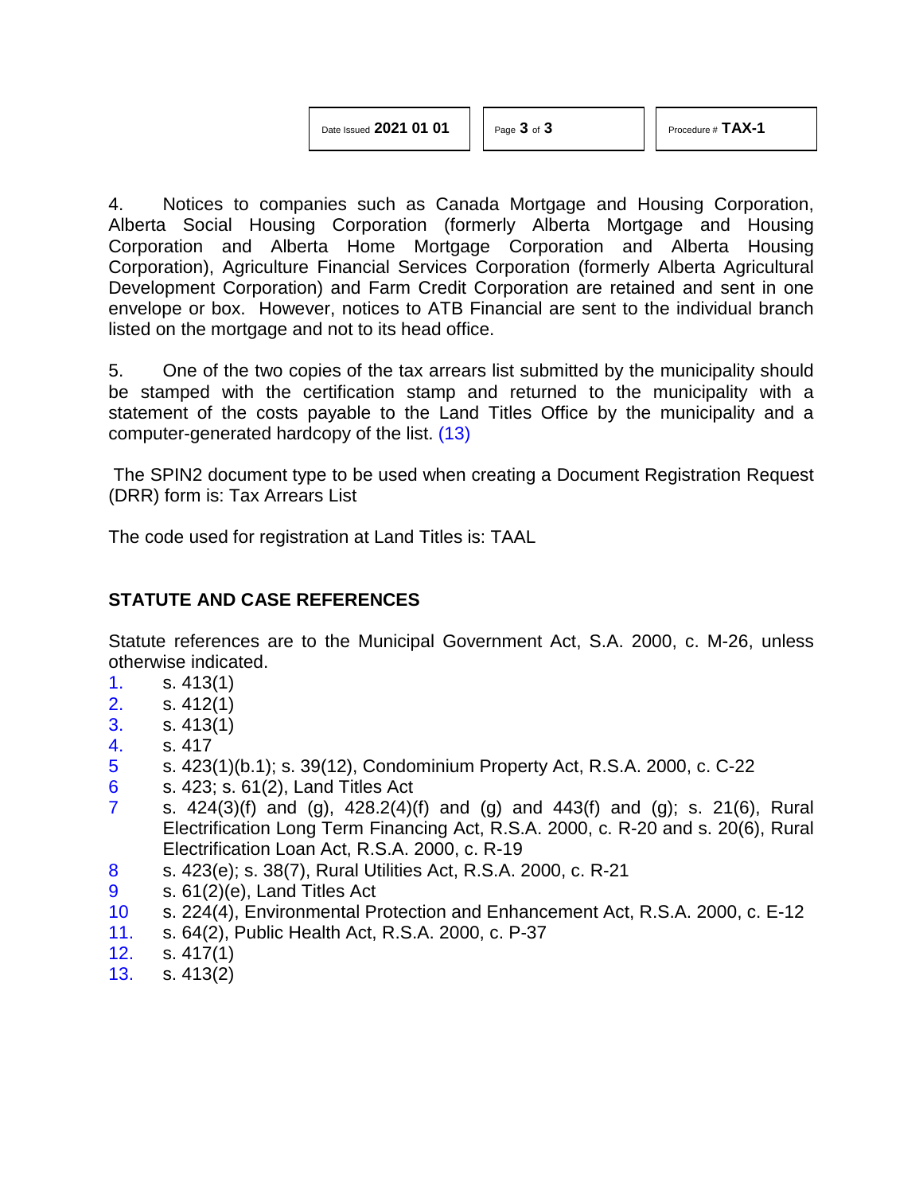4. Notices to companies such as Canada Mortgage and Housing Corporation, Alberta Social Housing Corporation (formerly Alberta Mortgage and Housing Corporation and Alberta Home Mortgage Corporation and Alberta Housing Corporation), Agriculture Financial Services Corporation (formerly Alberta Agricultural Development Corporation) and Farm Credit Corporation are retained and sent in one envelope or box. However, notices to ATB Financial are sent to the individual branch listed on the mortgage and not to its head office.

5. One of the two copies of the tax arrears list submitted by the municipality should be stamped with the certification stamp and returned to the municipality with a statement of the costs payable to the Land Titles Office by the municipality and a computer-generated hardcopy of the list. (13)

The SPIN2 document type to be used when creating a Document Registration Request (DRR) form is: Tax Arrears List

The code used for registration at Land Titles is: TAAL

## STATUTE AND CASE REFERENCES

Statute references are to the Municipal Government Act, S.A. 2000, c. M-26, unless otherwise indicated.

1. s. 413(1)
2. s. 412(1)
3. s. 413(1)
4. s. 417
5. s. 423(1)(b.1); s. 39(12), Condominium Property Act, R.S.A. 2000, c. C-22
6. s. 423; s. 61(2), Land Titles Act
7. s. 424(3)(f) and (g), 428.2(4)(f) and (g) and 443(f) and (g); s. 21(6), Rural Electrification Long Term Financing Act, R.S.A. 2000, c. R-20 and s. 20(6), Rural Electrification Loan Act, R.S.A. 2000, c. R-19
8. s. 423(e); s. 38(7), Rural Utilities Act, R.S.A. 2000, c. R-21
9. s. 61(2)(e), Land Titles Act
10. s. 224(4), Environmental Protection and Enhancement Act, R.S.A. 2000, c. E-12
11. s. 64(2), Public Health Act, R.S.A. 2000, c. P-37
12. s. 417(1)
13. s. 413(2)